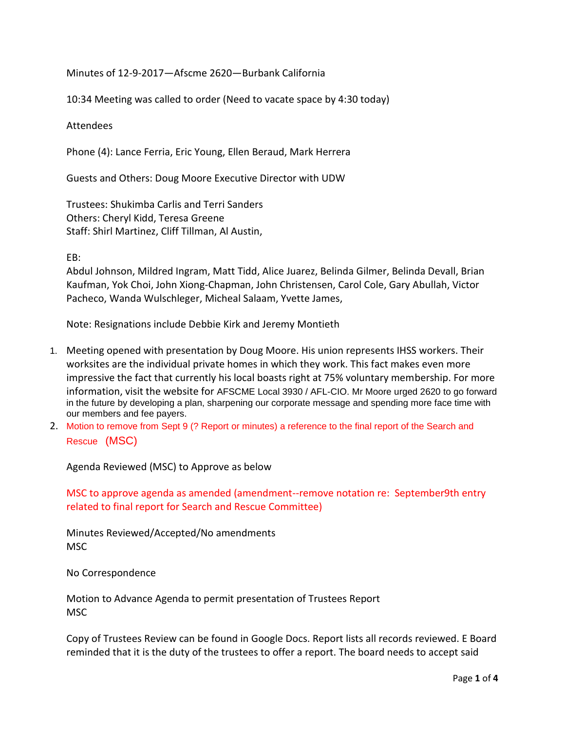Minutes of 12-9-2017—Afscme 2620—Burbank California

10:34 Meeting was called to order (Need to vacate space by 4:30 today)

Attendees

Phone (4): Lance Ferria, Eric Young, Ellen Beraud, Mark Herrera

Guests and Others: Doug Moore Executive Director with UDW

Trustees: Shukimba Carlis and Terri Sanders
Others: Cheryl Kidd, Teresa Greene
Staff: Shirl Martinez, Cliff Tillman, Al Austin,

EB:
Abdul Johnson, Mildred Ingram, Matt Tidd, Alice Juarez, Belinda Gilmer, Belinda Devall, Brian Kaufman, Yok Choi, John Xiong-Chapman, John Christensen, Carol Cole, Gary Abullah, Victor Pacheco, Wanda Wulschleger, Micheal Salaam, Yvette James,

Note: Resignations include Debbie Kirk and Jeremy Montieth

1. Meeting opened with presentation by Doug Moore. His union represents IHSS workers. Their worksites are the individual private homes in which they work. This fact makes even more impressive the fact that currently his local boasts right at 75% voluntary membership. For more information, visit the website for AFSCME Local 3930 / AFL-CIO. Mr Moore urged 2620 to go forward in the future by developing a plan, sharpening our corporate message and spending more face time with our members and fee payers.
2. Motion to remove from Sept 9 (? Report or minutes) a reference to the final report of the Search and Rescue (MSC)

   Agenda Reviewed (MSC) to Approve as below

   MSC to approve agenda as amended (amendment--remove notation re: September9th entry related to final report for Search and Rescue Committee)

   Minutes Reviewed/Accepted/No amendments
   MSC

   No Correspondence

   Motion to Advance Agenda to permit presentation of Trustees Report
   MSC

   Copy of Trustees Review can be found in Google Docs. Report lists all records reviewed. E Board reminded that it is the duty of the trustees to offer a report. The board needs to accept said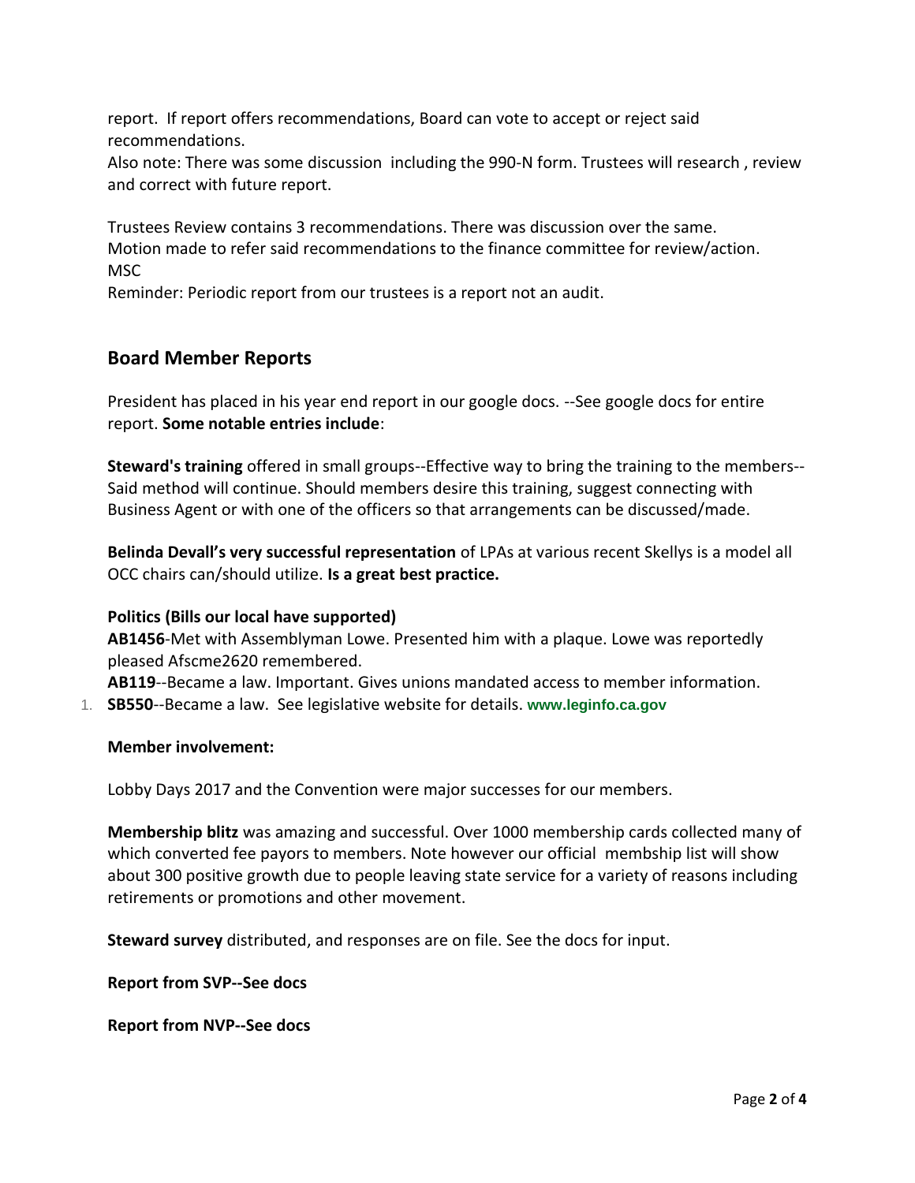report. If report offers recommendations, Board can vote to accept or reject said recommendations.
Also note: There was some discussion including the 990-N form. Trustees will research , review and correct with future report.

Trustees Review contains 3 recommendations. There was discussion over the same.
Motion made to refer said recommendations to the finance committee for review/action.
MSC
Reminder: Periodic report from our trustees is a report not an audit.

## Board Member Reports

President has placed in his year end report in our google docs. --See google docs for entire report. **Some notable entries include**:

**Steward's training** offered in small groups--Effective way to bring the training to the members--Said method will continue. Should members desire this training, suggest connecting with Business Agent or with one of the officers so that arrangements can be discussed/made.

**Belinda Devall's very successful representation** of LPAs at various recent Skellys is a model all OCC chairs can/should utilize. **Is a great best practice.**

**Politics (Bills our local have supported)**
**AB1456**-Met with Assemblyman Lowe. Presented him with a plaque. Lowe was reportedly pleased Afscme2620 remembered.
**AB119**--Became a law. Important. Gives unions mandated access to member information.

1. **SB550**--Became a law. See legislative website for details. **www.leginfo.ca.gov**

**Member involvement:**

Lobby Days 2017 and the Convention were major successes for our members.

**Membership blitz** was amazing and successful. Over 1000 membership cards collected many of which converted fee payors to members. Note however our official membship list will show about 300 positive growth due to people leaving state service for a variety of reasons including retirements or promotions and other movement.

**Steward survey** distributed, and responses are on file. See the docs for input.

**Report from SVP--See docs**

**Report from NVP--See docs**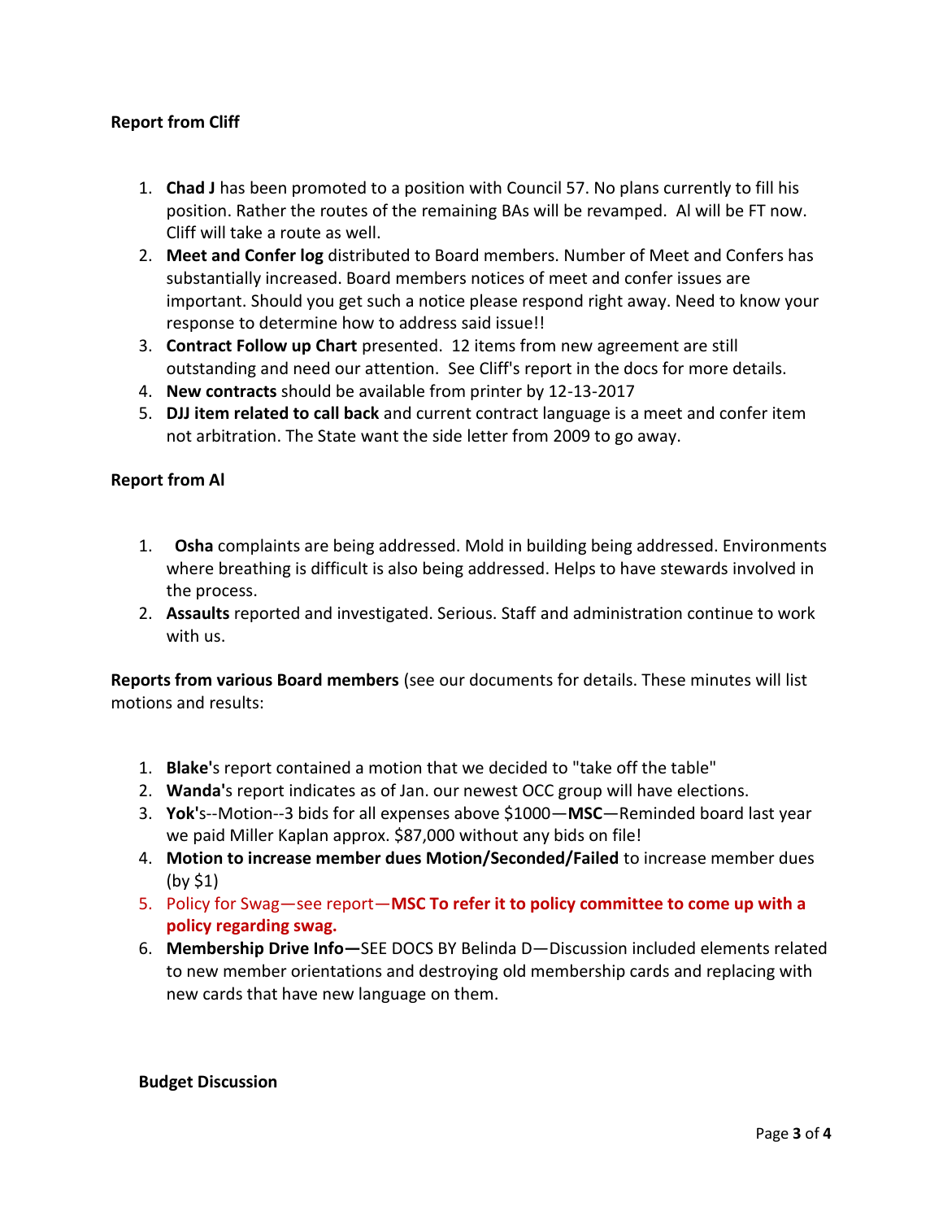**Report from Cliff**

1. **Chad J** has been promoted to a position with Council 57. No plans currently to fill his position. Rather the routes of the remaining BAs will be revamped. Al will be FT now. Cliff will take a route as well.
2. **Meet and Confer log** distributed to Board members. Number of Meet and Confers has substantially increased. Board members notices of meet and confer issues are important. Should you get such a notice please respond right away. Need to know your response to determine how to address said issue!!
3. **Contract Follow up Chart** presented. 12 items from new agreement are still outstanding and need our attention. See Cliff's report in the docs for more details.
4. **New contracts** should be available from printer by 12-13-2017
5. **DJJ item related to call back** and current contract language is a meet and confer item not arbitration. The State want the side letter from 2009 to go away.

**Report from Al**

1. **Osha** complaints are being addressed. Mold in building being addressed. Environments where breathing is difficult is also being addressed. Helps to have stewards involved in the process.
2. **Assaults** reported and investigated. Serious. Staff and administration continue to work with us.

**Reports from various Board members** (see our documents for details. These minutes will list motions and results:

1. **Blake'**s report contained a motion that we decided to "take off the table"
2. **Wanda'**s report indicates as of Jan. our newest OCC group will have elections.
3. **Yok'**s--Motion--3 bids for all expenses above $1000—**MSC**—Reminded board last year we paid Miller Kaplan approx. $87,000 without any bids on file!
4. **Motion to increase member dues Motion/Seconded/Failed** to increase member dues (by $1)
5. Policy for Swag—see report—**MSC To refer it to policy committee to come up with a policy regarding swag.**
6. **Membership Drive Info—**SEE DOCS BY Belinda D—Discussion included elements related to new member orientations and destroying old membership cards and replacing with new cards that have new language on them.

**Budget Discussion**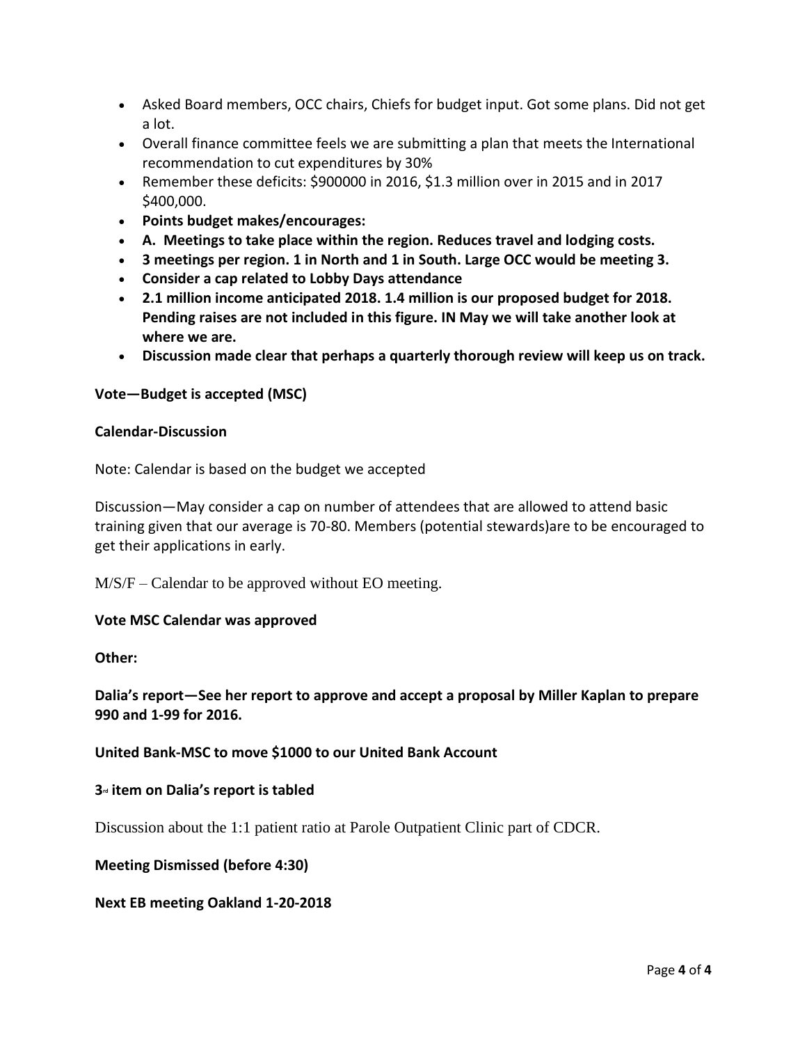- Asked Board members, OCC chairs, Chiefs for budget input. Got some plans. Did not get a lot.
- Overall finance committee feels we are submitting a plan that meets the International recommendation to cut expenditures by 30%
- Remember these deficits: $900000 in 2016, $1.3 million over in 2015 and in 2017 $400,000.
- **Points budget makes/encourages:**
- **A. Meetings to take place within the region. Reduces travel and lodging costs.**
- **3 meetings per region. 1 in North and 1 in South. Large OCC would be meeting 3.**
- **Consider a cap related to Lobby Days attendance**
- **2.1 million income anticipated 2018. 1.4 million is our proposed budget for 2018. Pending raises are not included in this figure. IN May we will take another look at where we are.**
- **Discussion made clear that perhaps a quarterly thorough review will keep us on track.**

**Vote—Budget is accepted (MSC)**

**Calendar-Discussion**

Note: Calendar is based on the budget we accepted

Discussion—May consider a cap on number of attendees that are allowed to attend basic training given that our average is 70-80. Members (potential stewards)are to be encouraged to get their applications in early.

M/S/F – Calendar to be approved without EO meeting.

**Vote MSC Calendar was approved**

**Other:**

**Dalia's report—See her report to approve and accept a proposal by Miller Kaplan to prepare 990 and 1-99 for 2016.**

**United Bank-MSC to move $1000 to our United Bank Account**

**3rd item on Dalia's report is tabled**

Discussion about the 1:1 patient ratio at Parole Outpatient Clinic part of CDCR.

**Meeting Dismissed (before 4:30)**

**Next EB meeting Oakland 1-20-2018**